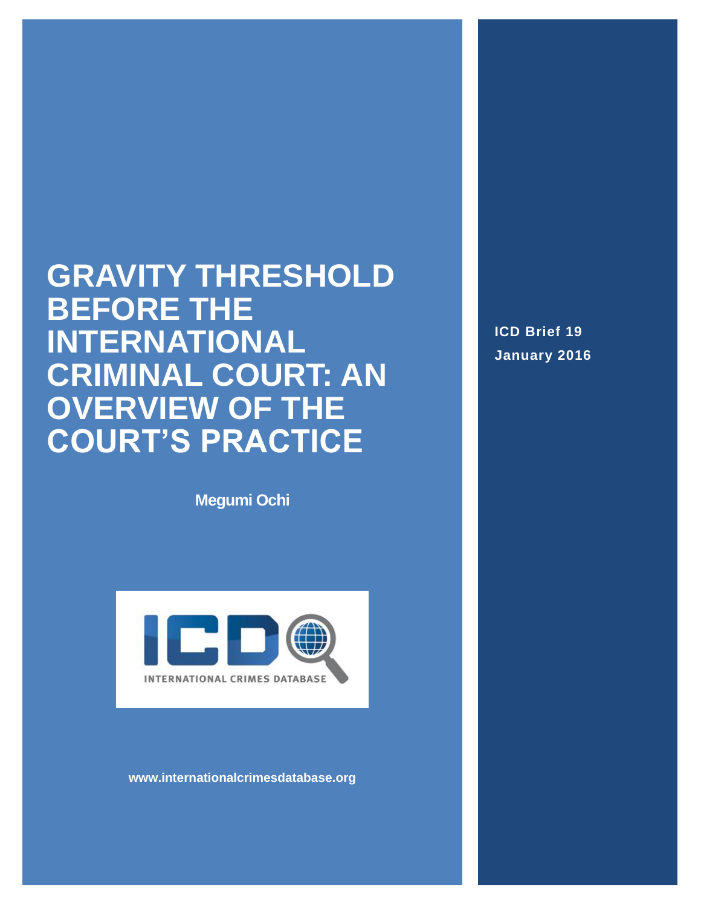# GRAVITY THRESHOLD BEFORE THE INTERNATIONAL CRIMINAL COURT: AN OVERVIEW OF THE COURT'S PRACTICE

**Megumi Ochi**

INTERNATIONAL CRIMES DATABASE

**www.internationalcrimesdatabase.org**

**ICD Brief 19**
**January 2016**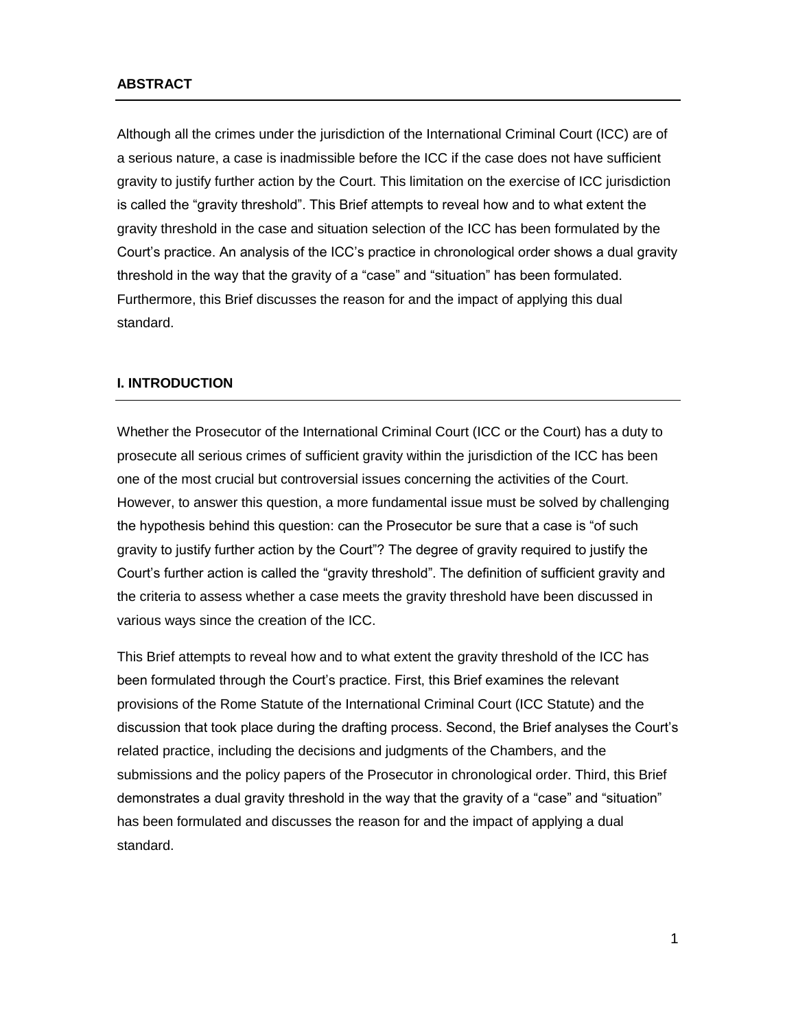## ABSTRACT

Although all the crimes under the jurisdiction of the International Criminal Court (ICC) are of a serious nature, a case is inadmissible before the ICC if the case does not have sufficient gravity to justify further action by the Court. This limitation on the exercise of ICC jurisdiction is called the "gravity threshold". This Brief attempts to reveal how and to what extent the gravity threshold in the case and situation selection of the ICC has been formulated by the Court's practice. An analysis of the ICC's practice in chronological order shows a dual gravity threshold in the way that the gravity of a "case" and "situation" has been formulated. Furthermore, this Brief discusses the reason for and the impact of applying this dual standard.

## I. INTRODUCTION

Whether the Prosecutor of the International Criminal Court (ICC or the Court) has a duty to prosecute all serious crimes of sufficient gravity within the jurisdiction of the ICC has been one of the most crucial but controversial issues concerning the activities of the Court. However, to answer this question, a more fundamental issue must be solved by challenging the hypothesis behind this question: can the Prosecutor be sure that a case is "of such gravity to justify further action by the Court"? The degree of gravity required to justify the Court's further action is called the "gravity threshold". The definition of sufficient gravity and the criteria to assess whether a case meets the gravity threshold have been discussed in various ways since the creation of the ICC.

This Brief attempts to reveal how and to what extent the gravity threshold of the ICC has been formulated through the Court's practice. First, this Brief examines the relevant provisions of the Rome Statute of the International Criminal Court (ICC Statute) and the discussion that took place during the drafting process. Second, the Brief analyses the Court's related practice, including the decisions and judgments of the Chambers, and the submissions and the policy papers of the Prosecutor in chronological order. Third, this Brief demonstrates a dual gravity threshold in the way that the gravity of a "case" and "situation" has been formulated and discusses the reason for and the impact of applying a dual standard.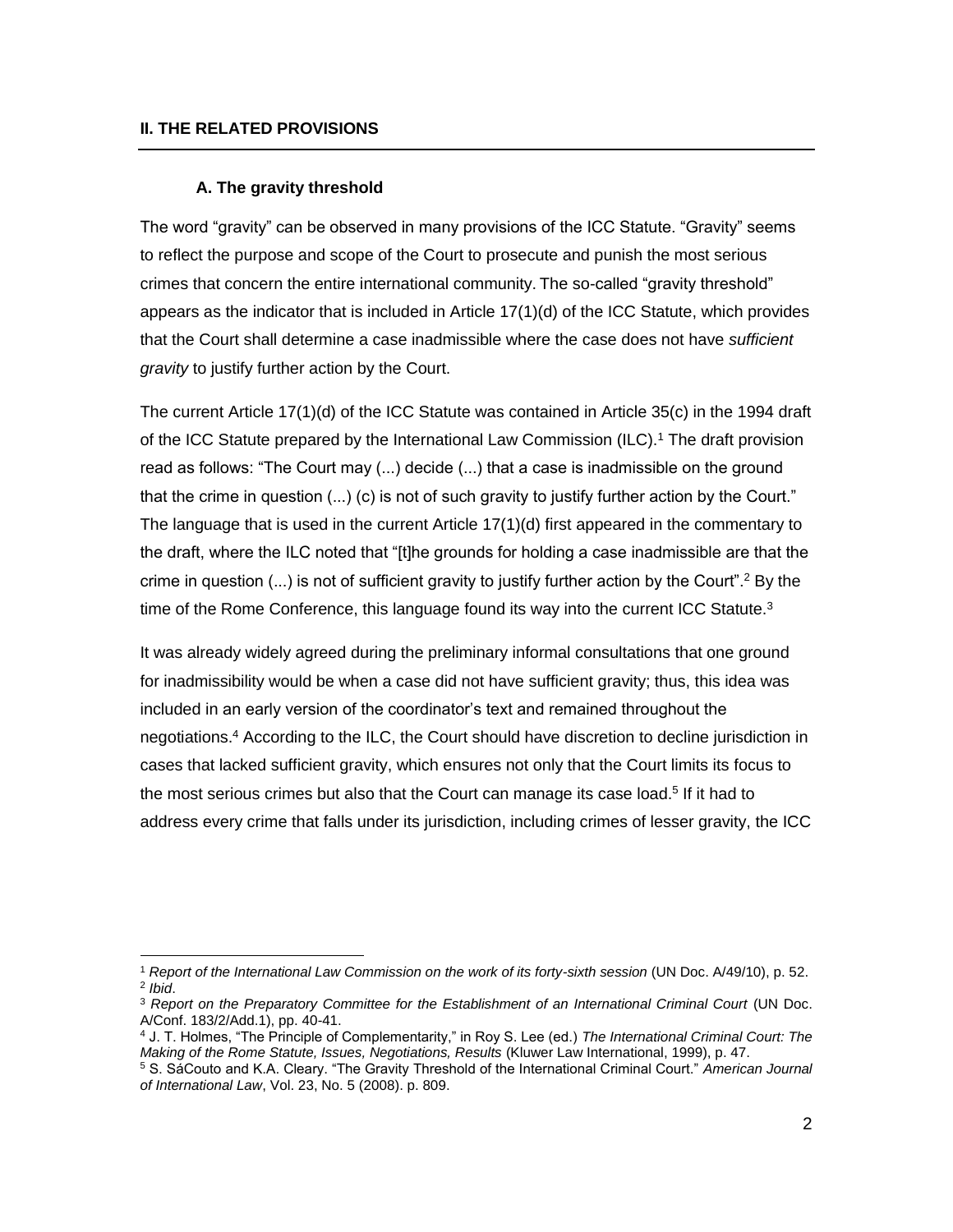## II. THE RELATED PROVISIONS

### A. The gravity threshold

The word "gravity" can be observed in many provisions of the ICC Statute. "Gravity" seems to reflect the purpose and scope of the Court to prosecute and punish the most serious crimes that concern the entire international community. The so-called "gravity threshold" appears as the indicator that is included in Article 17(1)(d) of the ICC Statute, which provides that the Court shall determine a case inadmissible where the case does not have *sufficient gravity* to justify further action by the Court.

The current Article 17(1)(d) of the ICC Statute was contained in Article 35(c) in the 1994 draft of the ICC Statute prepared by the International Law Commission (ILC).[1] The draft provision read as follows: "The Court may (...) decide (...) that a case is inadmissible on the ground that the crime in question (...) (c) is not of such gravity to justify further action by the Court." The language that is used in the current Article 17(1)(d) first appeared in the commentary to the draft, where the ILC noted that "[t]he grounds for holding a case inadmissible are that the crime in question (...) is not of sufficient gravity to justify further action by the Court".[2] By the time of the Rome Conference, this language found its way into the current ICC Statute.[3]

It was already widely agreed during the preliminary informal consultations that one ground for inadmissibility would be when a case did not have sufficient gravity; thus, this idea was included in an early version of the coordinator's text and remained throughout the negotiations.[4] According to the ILC, the Court should have discretion to decline jurisdiction in cases that lacked sufficient gravity, which ensures not only that the Court limits its focus to the most serious crimes but also that the Court can manage its case load.[5] If it had to address every crime that falls under its jurisdiction, including crimes of lesser gravity, the ICC

---

[1] *Report of the International Law Commission on the work of its forty-sixth session* (UN Doc. A/49/10), p. 52.

[2] *Ibid*.

[3] *Report on the Preparatory Committee for the Establishment of an International Criminal Court* (UN Doc. A/Conf. 183/2/Add.1), pp. 40-41.

[4] J. T. Holmes, "The Principle of Complementarity," in Roy S. Lee (ed.) *The International Criminal Court: The Making of the Rome Statute, Issues, Negotiations, Results* (Kluwer Law International, 1999), p. 47.

[5] S. SáCouto and K.A. Cleary. "The Gravity Threshold of the International Criminal Court." *American Journal of International Law*, Vol. 23, No. 5 (2008). p. 809.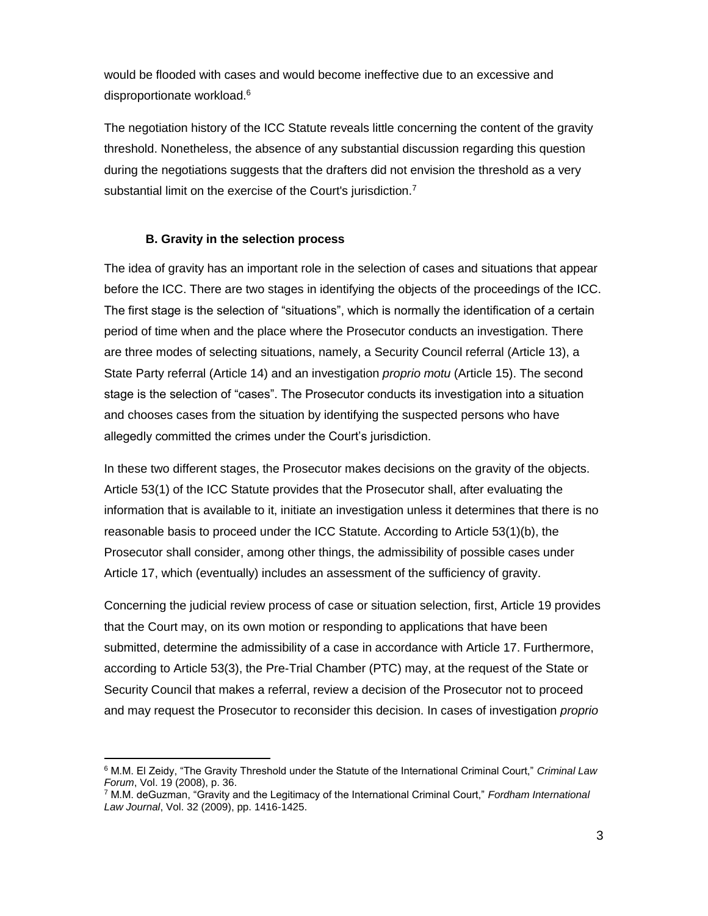would be flooded with cases and would become ineffective due to an excessive and disproportionate workload.[6]

The negotiation history of the ICC Statute reveals little concerning the content of the gravity threshold. Nonetheless, the absence of any substantial discussion regarding this question during the negotiations suggests that the drafters did not envision the threshold as a very substantial limit on the exercise of the Court's jurisdiction.[7]

### B. Gravity in the selection process

The idea of gravity has an important role in the selection of cases and situations that appear before the ICC. There are two stages in identifying the objects of the proceedings of the ICC. The first stage is the selection of "situations", which is normally the identification of a certain period of time when and the place where the Prosecutor conducts an investigation. There are three modes of selecting situations, namely, a Security Council referral (Article 13), a State Party referral (Article 14) and an investigation *proprio motu* (Article 15). The second stage is the selection of "cases". The Prosecutor conducts its investigation into a situation and chooses cases from the situation by identifying the suspected persons who have allegedly committed the crimes under the Court's jurisdiction.

In these two different stages, the Prosecutor makes decisions on the gravity of the objects. Article 53(1) of the ICC Statute provides that the Prosecutor shall, after evaluating the information that is available to it, initiate an investigation unless it determines that there is no reasonable basis to proceed under the ICC Statute. According to Article 53(1)(b), the Prosecutor shall consider, among other things, the admissibility of possible cases under Article 17, which (eventually) includes an assessment of the sufficiency of gravity.

Concerning the judicial review process of case or situation selection, first, Article 19 provides that the Court may, on its own motion or responding to applications that have been submitted, determine the admissibility of a case in accordance with Article 17. Furthermore, according to Article 53(3), the Pre-Trial Chamber (PTC) may, at the request of the State or Security Council that makes a referral, review a decision of the Prosecutor not to proceed and may request the Prosecutor to reconsider this decision. In cases of investigation *proprio*

---

[6] M.M. El Zeidy, "The Gravity Threshold under the Statute of the International Criminal Court," *Criminal Law Forum*, Vol. 19 (2008), p. 36.

[7] M.M. deGuzman, "Gravity and the Legitimacy of the International Criminal Court," *Fordham International Law Journal*, Vol. 32 (2009), pp. 1416-1425.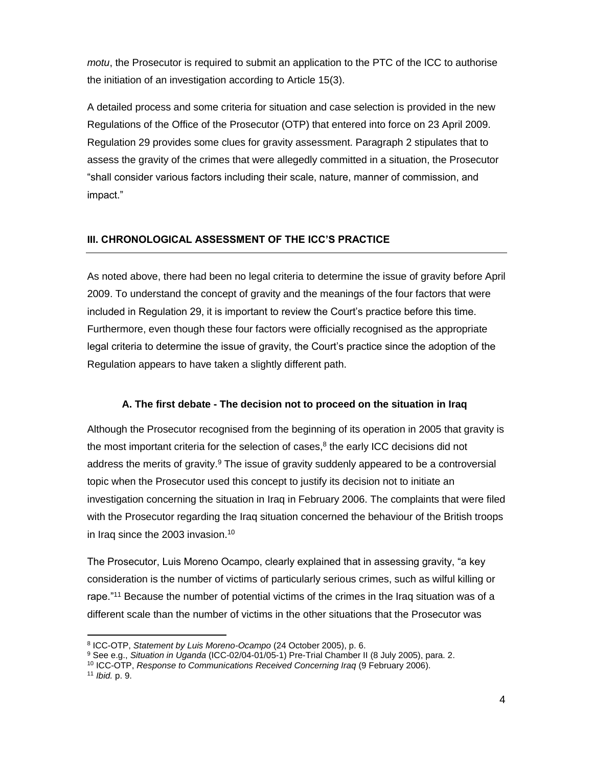*motu*, the Prosecutor is required to submit an application to the PTC of the ICC to authorise the initiation of an investigation according to Article 15(3).

A detailed process and some criteria for situation and case selection is provided in the new Regulations of the Office of the Prosecutor (OTP) that entered into force on 23 April 2009. Regulation 29 provides some clues for gravity assessment. Paragraph 2 stipulates that to assess the gravity of the crimes that were allegedly committed in a situation, the Prosecutor "shall consider various factors including their scale, nature, manner of commission, and impact."

## III. CHRONOLOGICAL ASSESSMENT OF THE ICC'S PRACTICE

As noted above, there had been no legal criteria to determine the issue of gravity before April 2009. To understand the concept of gravity and the meanings of the four factors that were included in Regulation 29, it is important to review the Court's practice before this time. Furthermore, even though these four factors were officially recognised as the appropriate legal criteria to determine the issue of gravity, the Court's practice since the adoption of the Regulation appears to have taken a slightly different path.

### A. The first debate - The decision not to proceed on the situation in Iraq

Although the Prosecutor recognised from the beginning of its operation in 2005 that gravity is the most important criteria for the selection of cases,[8] the early ICC decisions did not address the merits of gravity.[9] The issue of gravity suddenly appeared to be a controversial topic when the Prosecutor used this concept to justify its decision not to initiate an investigation concerning the situation in Iraq in February 2006. The complaints that were filed with the Prosecutor regarding the Iraq situation concerned the behaviour of the British troops in Iraq since the 2003 invasion.[10]

The Prosecutor, Luis Moreno Ocampo, clearly explained that in assessing gravity, "a key consideration is the number of victims of particularly serious crimes, such as wilful killing or rape."[11] Because the number of potential victims of the crimes in the Iraq situation was of a different scale than the number of victims in the other situations that the Prosecutor was

---

[8] ICC-OTP, *Statement by Luis Moreno-Ocampo* (24 October 2005), p. 6.

[9] See e.g., *Situation in Uganda* (ICC-02/04-01/05-1) Pre-Trial Chamber II (8 July 2005), para. 2.

[10] ICC-OTP, *Response to Communications Received Concerning Iraq* (9 February 2006).

[11] *Ibid.* p. 9.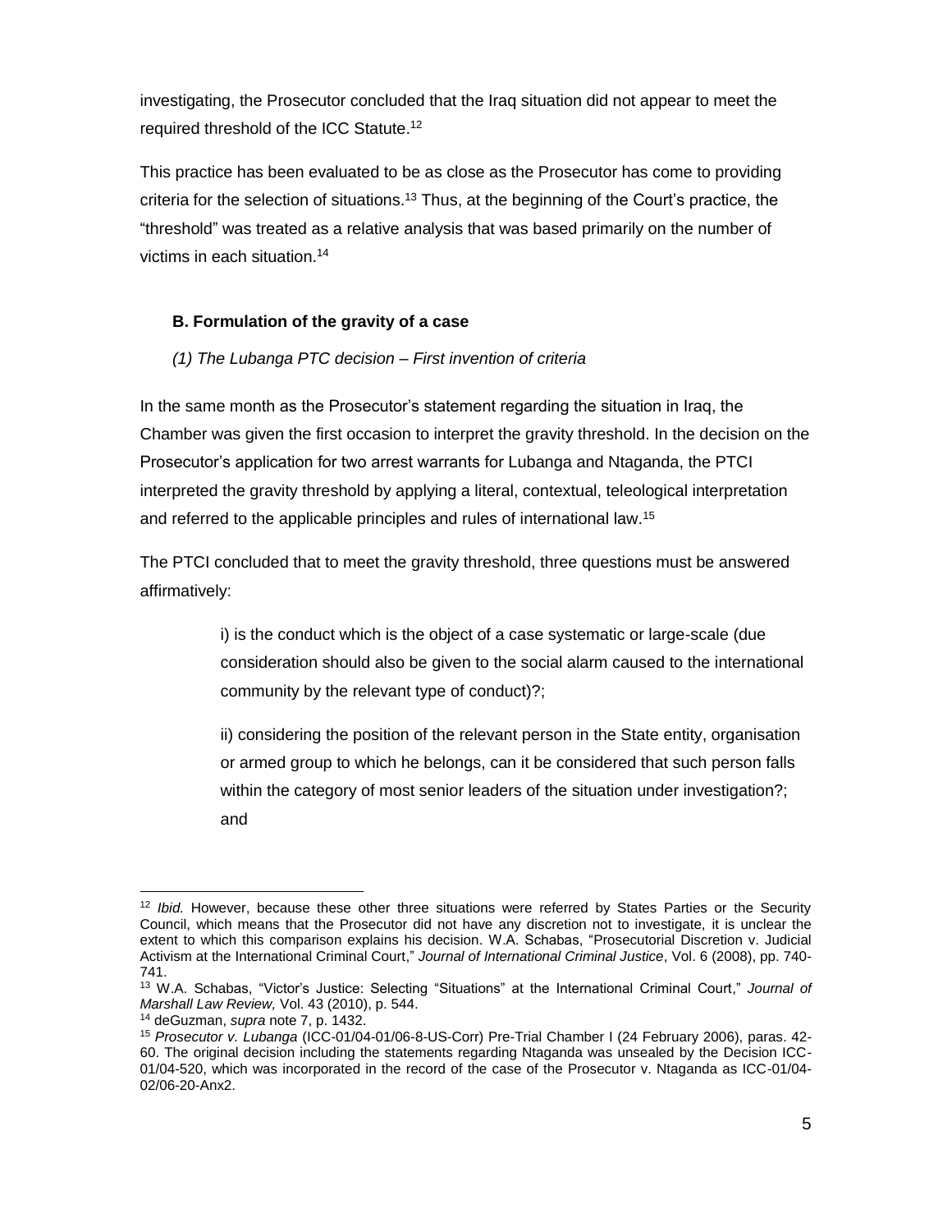investigating, the Prosecutor concluded that the Iraq situation did not appear to meet the required threshold of the ICC Statute.[12]

This practice has been evaluated to be as close as the Prosecutor has come to providing criteria for the selection of situations.[13] Thus, at the beginning of the Court's practice, the "threshold" was treated as a relative analysis that was based primarily on the number of victims in each situation.[14]

### B. Formulation of the gravity of a case

*(1) The Lubanga PTC decision – First invention of criteria*

In the same month as the Prosecutor's statement regarding the situation in Iraq, the Chamber was given the first occasion to interpret the gravity threshold. In the decision on the Prosecutor's application for two arrest warrants for Lubanga and Ntaganda, the PTCI interpreted the gravity threshold by applying a literal, contextual, teleological interpretation and referred to the applicable principles and rules of international law.[15]

The PTCI concluded that to meet the gravity threshold, three questions must be answered affirmatively:

> i) is the conduct which is the object of a case systematic or large-scale (due consideration should also be given to the social alarm caused to the international community by the relevant type of conduct)?;
>
> ii) considering the position of the relevant person in the State entity, organisation or armed group to which he belongs, can it be considered that such person falls within the category of most senior leaders of the situation under investigation?; and

---

[12] *Ibid.* However, because these other three situations were referred by States Parties or the Security Council, which means that the Prosecutor did not have any discretion not to investigate, it is unclear the extent to which this comparison explains his decision. W.A. Schabas, "Prosecutorial Discretion v. Judicial Activism at the International Criminal Court," *Journal of International Criminal Justice*, Vol. 6 (2008), pp. 740-741.

[13] W.A. Schabas, "Victor's Justice: Selecting "Situations" at the International Criminal Court," *Journal of Marshall Law Review,* Vol. 43 (2010), p. 544.

[14] deGuzman, *supra* note 7, p. 1432.

[15] *Prosecutor v. Lubanga* (ICC-01/04-01/06-8-US-Corr) Pre-Trial Chamber I (24 February 2006), paras. 42-60. The original decision including the statements regarding Ntaganda was unsealed by the Decision ICC-01/04-520, which was incorporated in the record of the case of the Prosecutor v. Ntaganda as ICC-01/04-02/06-20-Anx2.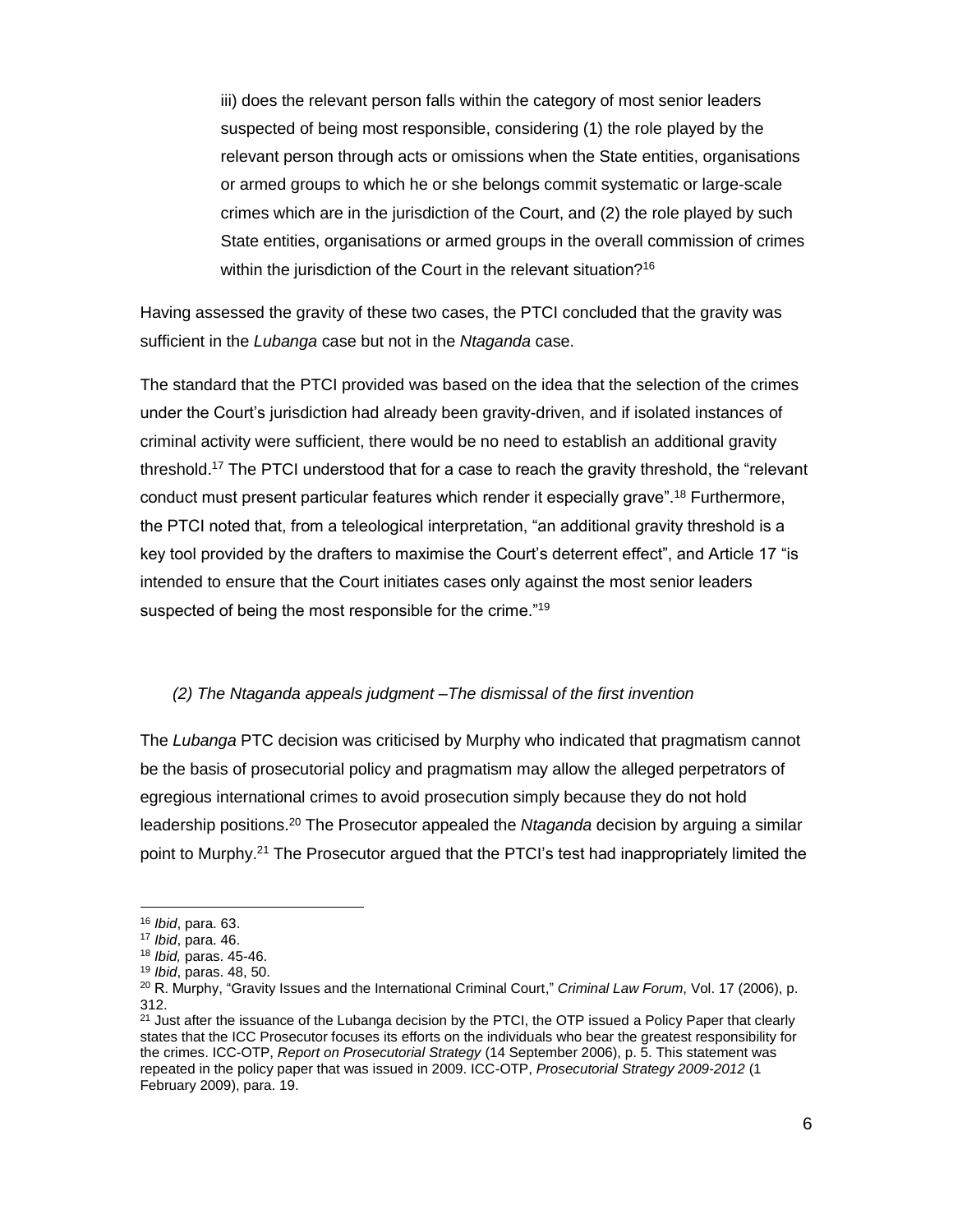iii) does the relevant person falls within the category of most senior leaders suspected of being most responsible, considering (1) the role played by the relevant person through acts or omissions when the State entities, organisations or armed groups to which he or she belongs commit systematic or large-scale crimes which are in the jurisdiction of the Court, and (2) the role played by such State entities, organisations or armed groups in the overall commission of crimes within the jurisdiction of the Court in the relevant situation?[16]

Having assessed the gravity of these two cases, the PTCI concluded that the gravity was sufficient in the *Lubanga* case but not in the *Ntaganda* case.

The standard that the PTCI provided was based on the idea that the selection of the crimes under the Court's jurisdiction had already been gravity-driven, and if isolated instances of criminal activity were sufficient, there would be no need to establish an additional gravity threshold.[17] The PTCI understood that for a case to reach the gravity threshold, the "relevant conduct must present particular features which render it especially grave".[18] Furthermore, the PTCI noted that, from a teleological interpretation, "an additional gravity threshold is a key tool provided by the drafters to maximise the Court's deterrent effect", and Article 17 "is intended to ensure that the Court initiates cases only against the most senior leaders suspected of being the most responsible for the crime."[19]

*(2) The Ntaganda appeals judgment –The dismissal of the first invention*

The *Lubanga* PTC decision was criticised by Murphy who indicated that pragmatism cannot be the basis of prosecutorial policy and pragmatism may allow the alleged perpetrators of egregious international crimes to avoid prosecution simply because they do not hold leadership positions.[20] The Prosecutor appealed the *Ntaganda* decision by arguing a similar point to Murphy.[21] The Prosecutor argued that the PTCI's test had inappropriately limited the

---

[16] *Ibid*, para. 63.

[17] *Ibid*, para. 46.

[18] *Ibid,* paras. 45-46.

[19] *Ibid*, paras. 48, 50.

[20] R. Murphy, "Gravity Issues and the International Criminal Court," *Criminal Law Forum*, Vol. 17 (2006), p. 312.

[21] Just after the issuance of the Lubanga decision by the PTCI, the OTP issued a Policy Paper that clearly states that the ICC Prosecutor focuses its efforts on the individuals who bear the greatest responsibility for the crimes. ICC-OTP, *Report on Prosecutorial Strategy* (14 September 2006), p. 5. This statement was repeated in the policy paper that was issued in 2009. ICC-OTP, *Prosecutorial Strategy 2009-2012* (1 February 2009), para. 19.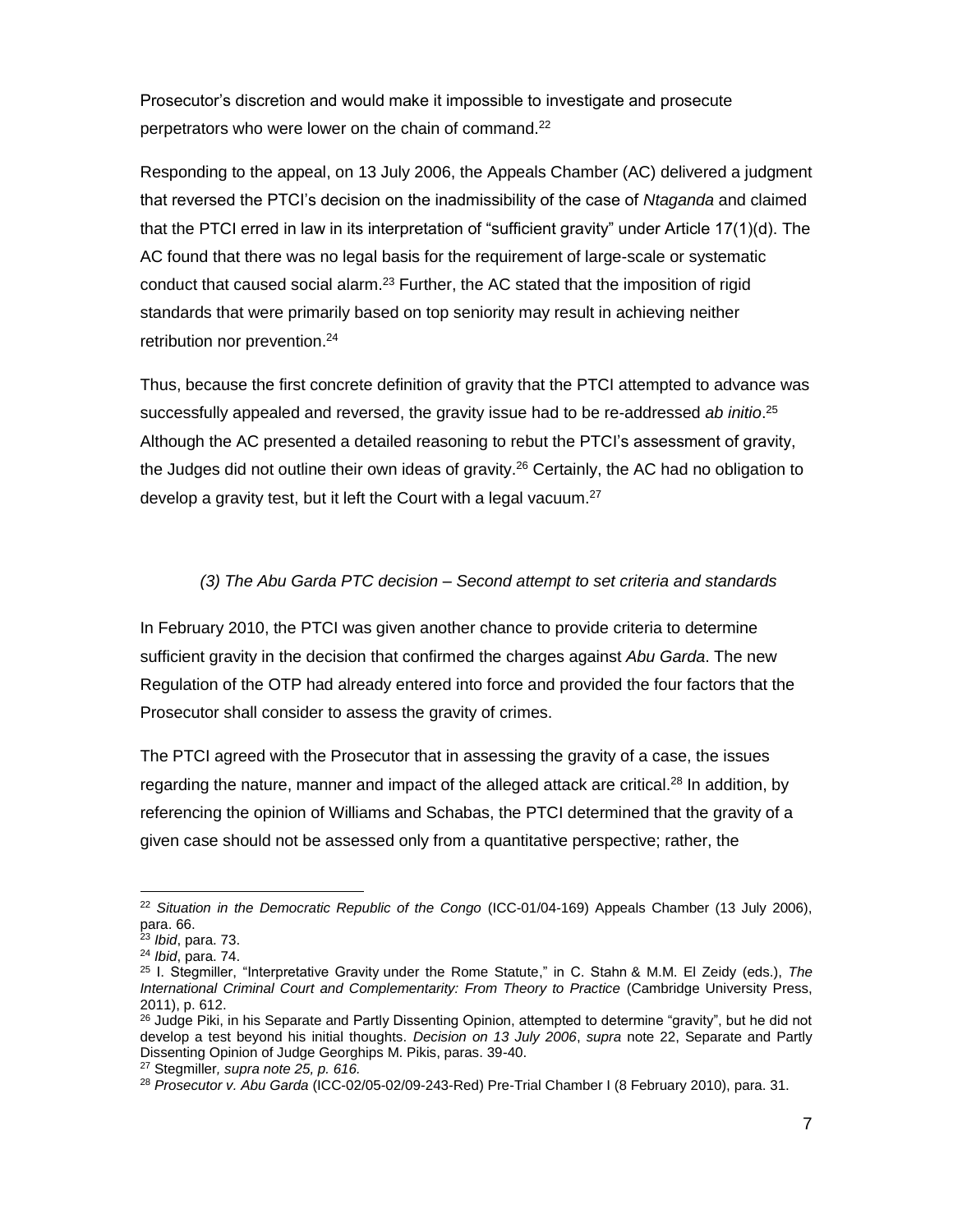Prosecutor's discretion and would make it impossible to investigate and prosecute perpetrators who were lower on the chain of command.[22]

Responding to the appeal, on 13 July 2006, the Appeals Chamber (AC) delivered a judgment that reversed the PTCI's decision on the inadmissibility of the case of *Ntaganda* and claimed that the PTCI erred in law in its interpretation of "sufficient gravity" under Article 17(1)(d). The AC found that there was no legal basis for the requirement of large-scale or systematic conduct that caused social alarm.[23] Further, the AC stated that the imposition of rigid standards that were primarily based on top seniority may result in achieving neither retribution nor prevention.[24]

Thus, because the first concrete definition of gravity that the PTCI attempted to advance was successfully appealed and reversed, the gravity issue had to be re-addressed *ab initio*.[25] Although the AC presented a detailed reasoning to rebut the PTCI's assessment of gravity, the Judges did not outline their own ideas of gravity.[26] Certainly, the AC had no obligation to develop a gravity test, but it left the Court with a legal vacuum.[27]

### *(3) The Abu Garda PTC decision – Second attempt to set criteria and standards*

In February 2010, the PTCI was given another chance to provide criteria to determine sufficient gravity in the decision that confirmed the charges against *Abu Garda*. The new Regulation of the OTP had already entered into force and provided the four factors that the Prosecutor shall consider to assess the gravity of crimes.

The PTCI agreed with the Prosecutor that in assessing the gravity of a case, the issues regarding the nature, manner and impact of the alleged attack are critical.[28] In addition, by referencing the opinion of Williams and Schabas, the PTCI determined that the gravity of a given case should not be assessed only from a quantitative perspective; rather, the

---

[22] *Situation in the Democratic Republic of the Congo* (ICC-01/04-169) Appeals Chamber (13 July 2006), para. 66.

[23] *Ibid*, para. 73.

[24] *Ibid*, para. 74.

[25] I. Stegmiller, "Interpretative Gravity under the Rome Statute," in C. Stahn & M.M. El Zeidy (eds.), *The International Criminal Court and Complementarity: From Theory to Practice* (Cambridge University Press, 2011), p. 612.

[26] Judge Piki, in his Separate and Partly Dissenting Opinion, attempted to determine "gravity", but he did not develop a test beyond his initial thoughts. *Decision on 13 July 2006*, *supra* note 22, Separate and Partly Dissenting Opinion of Judge Georghips M. Pikis, paras. 39-40.

[27] Stegmiller*, supra note 25, p. 616.*

[28] *Prosecutor v. Abu Garda* (ICC-02/05-02/09-243-Red) Pre-Trial Chamber I (8 February 2010), para. 31.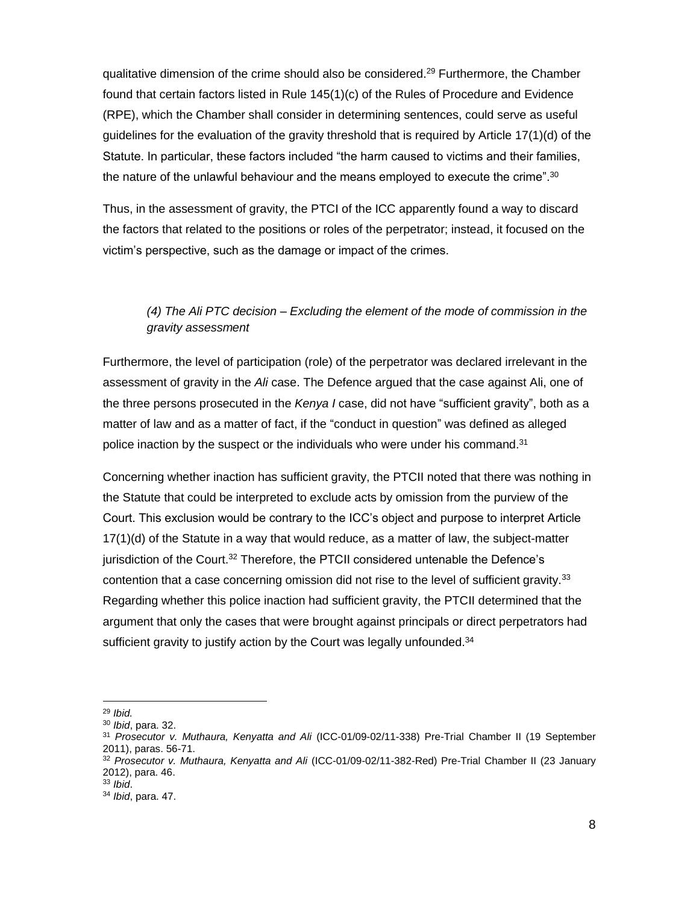qualitative dimension of the crime should also be considered.[29] Furthermore, the Chamber found that certain factors listed in Rule 145(1)(c) of the Rules of Procedure and Evidence (RPE), which the Chamber shall consider in determining sentences, could serve as useful guidelines for the evaluation of the gravity threshold that is required by Article 17(1)(d) of the Statute. In particular, these factors included "the harm caused to victims and their families, the nature of the unlawful behaviour and the means employed to execute the crime".[30]

Thus, in the assessment of gravity, the PTCI of the ICC apparently found a way to discard the factors that related to the positions or roles of the perpetrator; instead, it focused on the victim's perspective, such as the damage or impact of the crimes.

### *(4) The Ali PTC decision – Excluding the element of the mode of commission in the gravity assessment*

Furthermore, the level of participation (role) of the perpetrator was declared irrelevant in the assessment of gravity in the *Ali* case. The Defence argued that the case against Ali, one of the three persons prosecuted in the *Kenya I* case, did not have "sufficient gravity", both as a matter of law and as a matter of fact, if the "conduct in question" was defined as alleged police inaction by the suspect or the individuals who were under his command.[31]

Concerning whether inaction has sufficient gravity, the PTCII noted that there was nothing in the Statute that could be interpreted to exclude acts by omission from the purview of the Court. This exclusion would be contrary to the ICC's object and purpose to interpret Article 17(1)(d) of the Statute in a way that would reduce, as a matter of law, the subject-matter jurisdiction of the Court.[32] Therefore, the PTCII considered untenable the Defence's contention that a case concerning omission did not rise to the level of sufficient gravity.[33] Regarding whether this police inaction had sufficient gravity, the PTCII determined that the argument that only the cases that were brought against principals or direct perpetrators had sufficient gravity to justify action by the Court was legally unfounded.[34]

---

[29] *Ibid.*

[30] *Ibid*, para. 32.

[31] *Prosecutor v. Muthaura, Kenyatta and Ali* (ICC-01/09-02/11-338) Pre-Trial Chamber II (19 September 2011), paras. 56-71.

[32] *Prosecutor v. Muthaura, Kenyatta and Ali* (ICC-01/09-02/11-382-Red) Pre-Trial Chamber II (23 January 2012), para. 46.

[33] *Ibid*.

[34] *Ibid*, para. 47.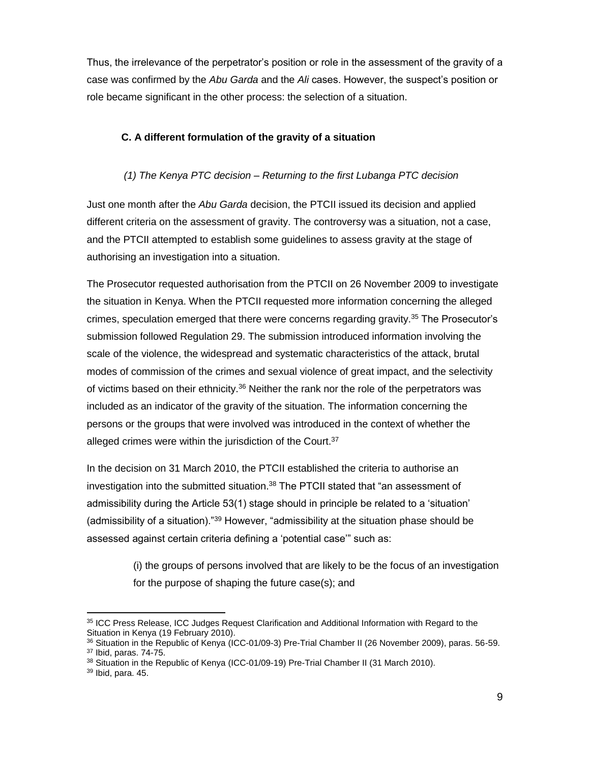Thus, the irrelevance of the perpetrator's position or role in the assessment of the gravity of a case was confirmed by the *Abu Garda* and the *Ali* cases. However, the suspect's position or role became significant in the other process: the selection of a situation.

### C. A different formulation of the gravity of a situation

#### *(1) The Kenya PTC decision – Returning to the first Lubanga PTC decision*

Just one month after the *Abu Garda* decision, the PTCII issued its decision and applied different criteria on the assessment of gravity. The controversy was a situation, not a case, and the PTCII attempted to establish some guidelines to assess gravity at the stage of authorising an investigation into a situation.

The Prosecutor requested authorisation from the PTCII on 26 November 2009 to investigate the situation in Kenya. When the PTCII requested more information concerning the alleged crimes, speculation emerged that there were concerns regarding gravity.[35] The Prosecutor's submission followed Regulation 29. The submission introduced information involving the scale of the violence, the widespread and systematic characteristics of the attack, brutal modes of commission of the crimes and sexual violence of great impact, and the selectivity of victims based on their ethnicity.[36] Neither the rank nor the role of the perpetrators was included as an indicator of the gravity of the situation. The information concerning the persons or the groups that were involved was introduced in the context of whether the alleged crimes were within the jurisdiction of the Court.[37]

In the decision on 31 March 2010, the PTCII established the criteria to authorise an investigation into the submitted situation.[38] The PTCII stated that "an assessment of admissibility during the Article 53(1) stage should in principle be related to a 'situation' (admissibility of a situation)."[39] However, "admissibility at the situation phase should be assessed against certain criteria defining a 'potential case'" such as:

> (i) the groups of persons involved that are likely to be the focus of an investigation for the purpose of shaping the future case(s); and

---

[35] ICC Press Release, ICC Judges Request Clarification and Additional Information with Regard to the Situation in Kenya (19 February 2010).

[36] Situation in the Republic of Kenya (ICC-01/09-3) Pre-Trial Chamber II (26 November 2009), paras. 56-59.

[37] Ibid, paras. 74-75.

[38] Situation in the Republic of Kenya (ICC-01/09-19) Pre-Trial Chamber II (31 March 2010).

[39] Ibid, para. 45.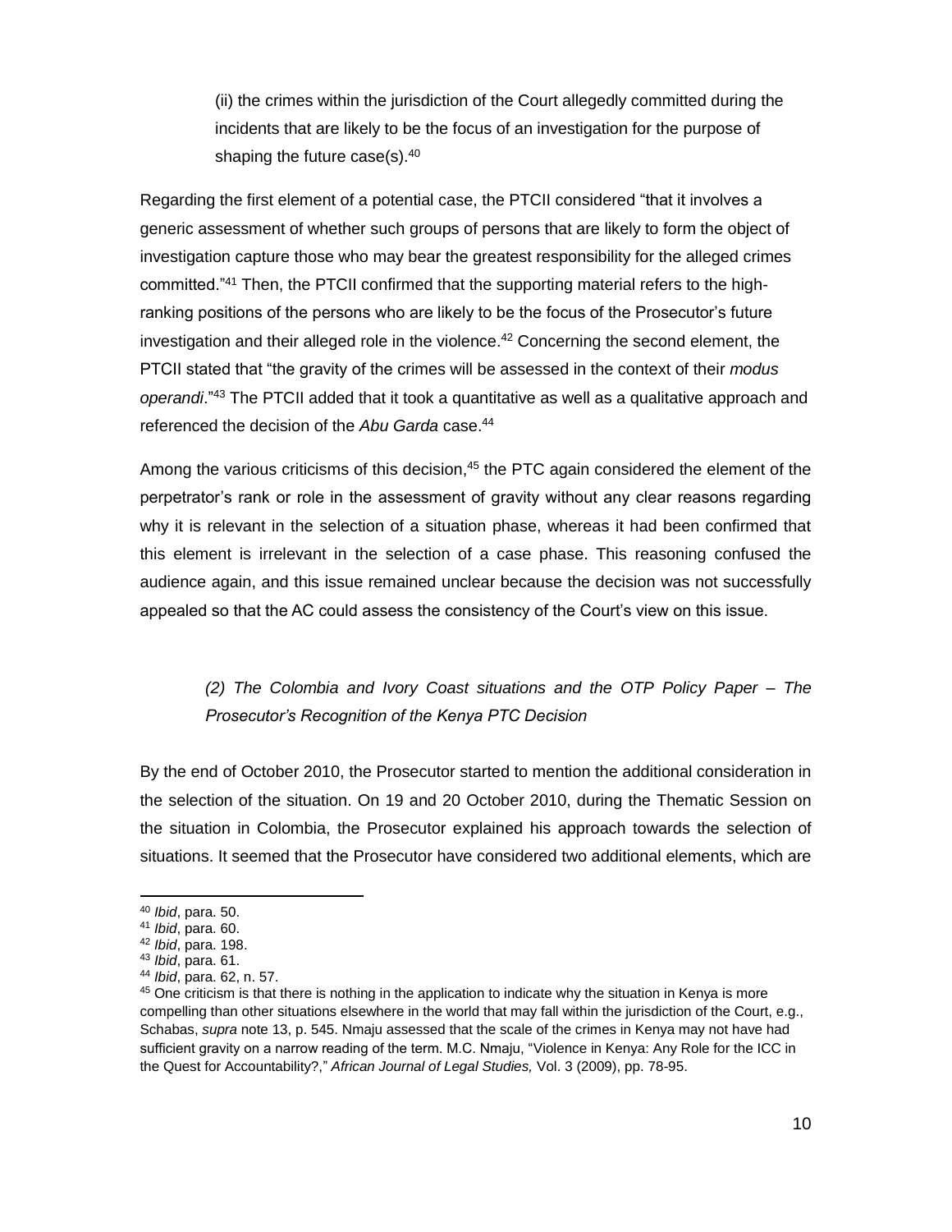(ii) the crimes within the jurisdiction of the Court allegedly committed during the incidents that are likely to be the focus of an investigation for the purpose of shaping the future case(s).[40]

Regarding the first element of a potential case, the PTCII considered "that it involves a generic assessment of whether such groups of persons that are likely to form the object of investigation capture those who may bear the greatest responsibility for the alleged crimes committed."[41] Then, the PTCII confirmed that the supporting material refers to the high-ranking positions of the persons who are likely to be the focus of the Prosecutor's future investigation and their alleged role in the violence.[42] Concerning the second element, the PTCII stated that "the gravity of the crimes will be assessed in the context of their *modus operandi*."[43] The PTCII added that it took a quantitative as well as a qualitative approach and referenced the decision of the *Abu Garda* case.[44]

Among the various criticisms of this decision,[45] the PTC again considered the element of the perpetrator's rank or role in the assessment of gravity without any clear reasons regarding why it is relevant in the selection of a situation phase, whereas it had been confirmed that this element is irrelevant in the selection of a case phase. This reasoning confused the audience again, and this issue remained unclear because the decision was not successfully appealed so that the AC could assess the consistency of the Court's view on this issue.

*(2) The Colombia and Ivory Coast situations and the OTP Policy Paper – The Prosecutor's Recognition of the Kenya PTC Decision*

By the end of October 2010, the Prosecutor started to mention the additional consideration in the selection of the situation. On 19 and 20 October 2010, during the Thematic Session on the situation in Colombia, the Prosecutor explained his approach towards the selection of situations. It seemed that the Prosecutor have considered two additional elements, which are

---

[40] *Ibid*, para. 50.

[41] *Ibid*, para. 60.

[42] *Ibid*, para. 198.

[43] *Ibid*, para. 61.

[44] *Ibid*, para. 62, n. 57.

[45] One criticism is that there is nothing in the application to indicate why the situation in Kenya is more compelling than other situations elsewhere in the world that may fall within the jurisdiction of the Court, e.g., Schabas, *supra* note 13, p. 545. Nmaju assessed that the scale of the crimes in Kenya may not have had sufficient gravity on a narrow reading of the term. M.C. Nmaju, "Violence in Kenya: Any Role for the ICC in the Quest for Accountability?," *African Journal of Legal Studies,* Vol. 3 (2009), pp. 78-95.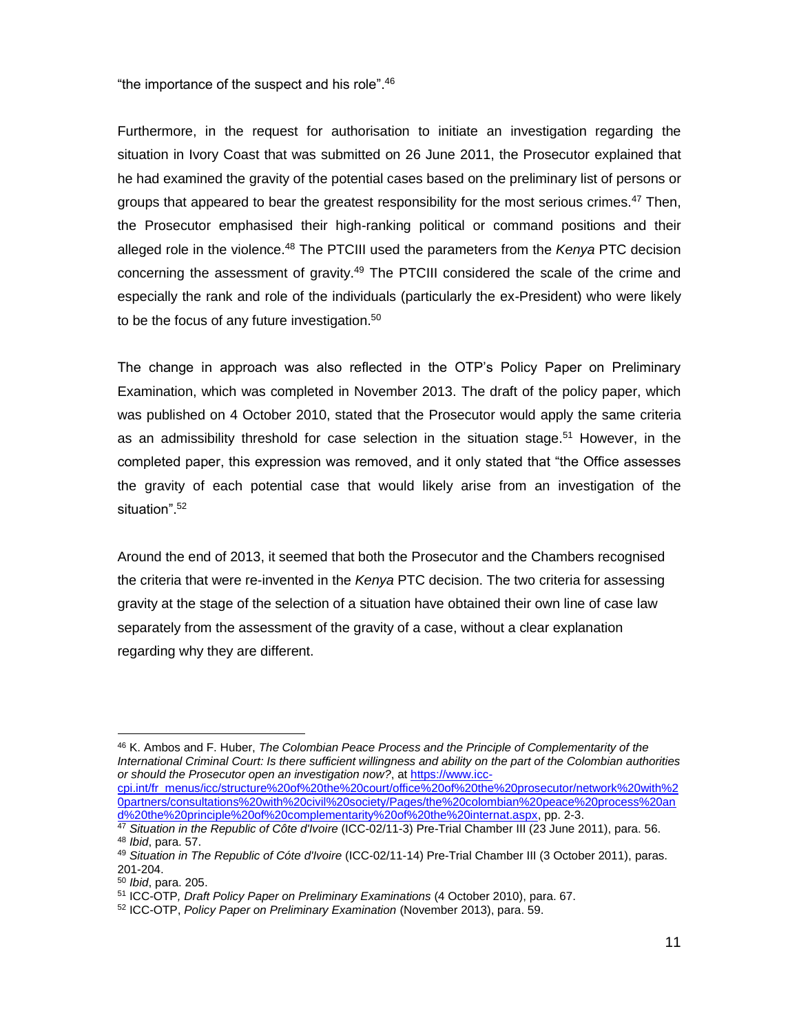"the importance of the suspect and his role".[46]

Furthermore, in the request for authorisation to initiate an investigation regarding the situation in Ivory Coast that was submitted on 26 June 2011, the Prosecutor explained that he had examined the gravity of the potential cases based on the preliminary list of persons or groups that appeared to bear the greatest responsibility for the most serious crimes.[47] Then, the Prosecutor emphasised their high-ranking political or command positions and their alleged role in the violence.[48] The PTCIII used the parameters from the *Kenya* PTC decision concerning the assessment of gravity.[49] The PTCIII considered the scale of the crime and especially the rank and role of the individuals (particularly the ex-President) who were likely to be the focus of any future investigation.[50]

The change in approach was also reflected in the OTP's Policy Paper on Preliminary Examination, which was completed in November 2013. The draft of the policy paper, which was published on 4 October 2010, stated that the Prosecutor would apply the same criteria as an admissibility threshold for case selection in the situation stage.[51] However, in the completed paper, this expression was removed, and it only stated that "the Office assesses the gravity of each potential case that would likely arise from an investigation of the situation".[52]

Around the end of 2013, it seemed that both the Prosecutor and the Chambers recognised the criteria that were re-invented in the *Kenya* PTC decision. The two criteria for assessing gravity at the stage of the selection of a situation have obtained their own line of case law separately from the assessment of the gravity of a case, without a clear explanation regarding why they are different.

---

[46] K. Ambos and F. Huber, *The Colombian Peace Process and the Principle of Complementarity of the International Criminal Court: Is there sufficient willingness and ability on the part of the Colombian authorities or should the Prosecutor open an investigation now?*, at https://www.icc-cpi.int/fr_menus/icc/structure%20of%20the%20court/office%20of%20the%20prosecutor/network%20with%20partners/consultations%20with%20civil%20society/Pages/the%20colombian%20peace%20process%20and%20the%20principle%20of%20complementarity%20of%20the%20internat.aspx, pp. 2-3.

[47] *Situation in the Republic of Côte d'Ivoire* (ICC-02/11-3) Pre-Trial Chamber III (23 June 2011), para. 56.

[48] *Ibid*, para. 57.

[49] *Situation in The Republic of Cóte d'Ivoire* (ICC-02/11-14) Pre-Trial Chamber III (3 October 2011), paras. 201-204.

[50] *Ibid*, para. 205.

[51] ICC-OTP, *Draft Policy Paper on Preliminary Examinations* (4 October 2010), para. 67.

[52] ICC-OTP, *Policy Paper on Preliminary Examination* (November 2013), para. 59.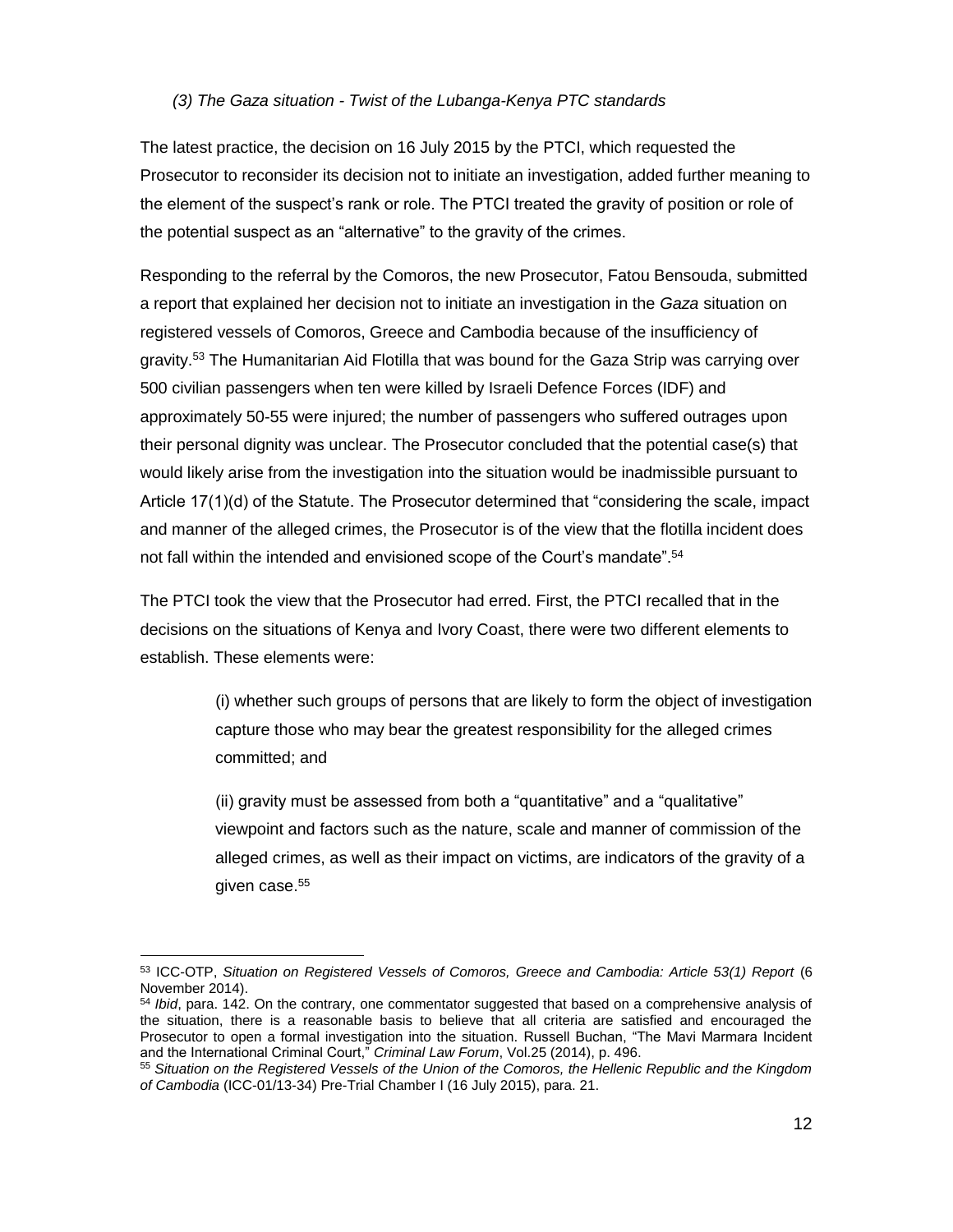*(3) The Gaza situation - Twist of the Lubanga-Kenya PTC standards*

The latest practice, the decision on 16 July 2015 by the PTCI, which requested the Prosecutor to reconsider its decision not to initiate an investigation, added further meaning to the element of the suspect's rank or role. The PTCI treated the gravity of position or role of the potential suspect as an "alternative" to the gravity of the crimes.

Responding to the referral by the Comoros, the new Prosecutor, Fatou Bensouda, submitted a report that explained her decision not to initiate an investigation in the *Gaza* situation on registered vessels of Comoros, Greece and Cambodia because of the insufficiency of gravity.[53] The Humanitarian Aid Flotilla that was bound for the Gaza Strip was carrying over 500 civilian passengers when ten were killed by Israeli Defence Forces (IDF) and approximately 50-55 were injured; the number of passengers who suffered outrages upon their personal dignity was unclear. The Prosecutor concluded that the potential case(s) that would likely arise from the investigation into the situation would be inadmissible pursuant to Article 17(1)(d) of the Statute. The Prosecutor determined that "considering the scale, impact and manner of the alleged crimes, the Prosecutor is of the view that the flotilla incident does not fall within the intended and envisioned scope of the Court's mandate".[54]

The PTCI took the view that the Prosecutor had erred. First, the PTCI recalled that in the decisions on the situations of Kenya and Ivory Coast, there were two different elements to establish. These elements were:

> (i) whether such groups of persons that are likely to form the object of investigation capture those who may bear the greatest responsibility for the alleged crimes committed; and
>
> (ii) gravity must be assessed from both a "quantitative" and a "qualitative" viewpoint and factors such as the nature, scale and manner of commission of the alleged crimes, as well as their impact on victims, are indicators of the gravity of a given case.[55]

---

[53] ICC-OTP, *Situation on Registered Vessels of Comoros, Greece and Cambodia: Article 53(1) Report* (6 November 2014).

[54] *Ibid*, para. 142. On the contrary, one commentator suggested that based on a comprehensive analysis of the situation, there is a reasonable basis to believe that all criteria are satisfied and encouraged the Prosecutor to open a formal investigation into the situation. Russell Buchan, "The Mavi Marmara Incident and the International Criminal Court," *Criminal Law Forum*, Vol.25 (2014), p. 496.

[55] *Situation on the Registered Vessels of the Union of the Comoros, the Hellenic Republic and the Kingdom of Cambodia* (ICC-01/13-34) Pre-Trial Chamber I (16 July 2015), para. 21.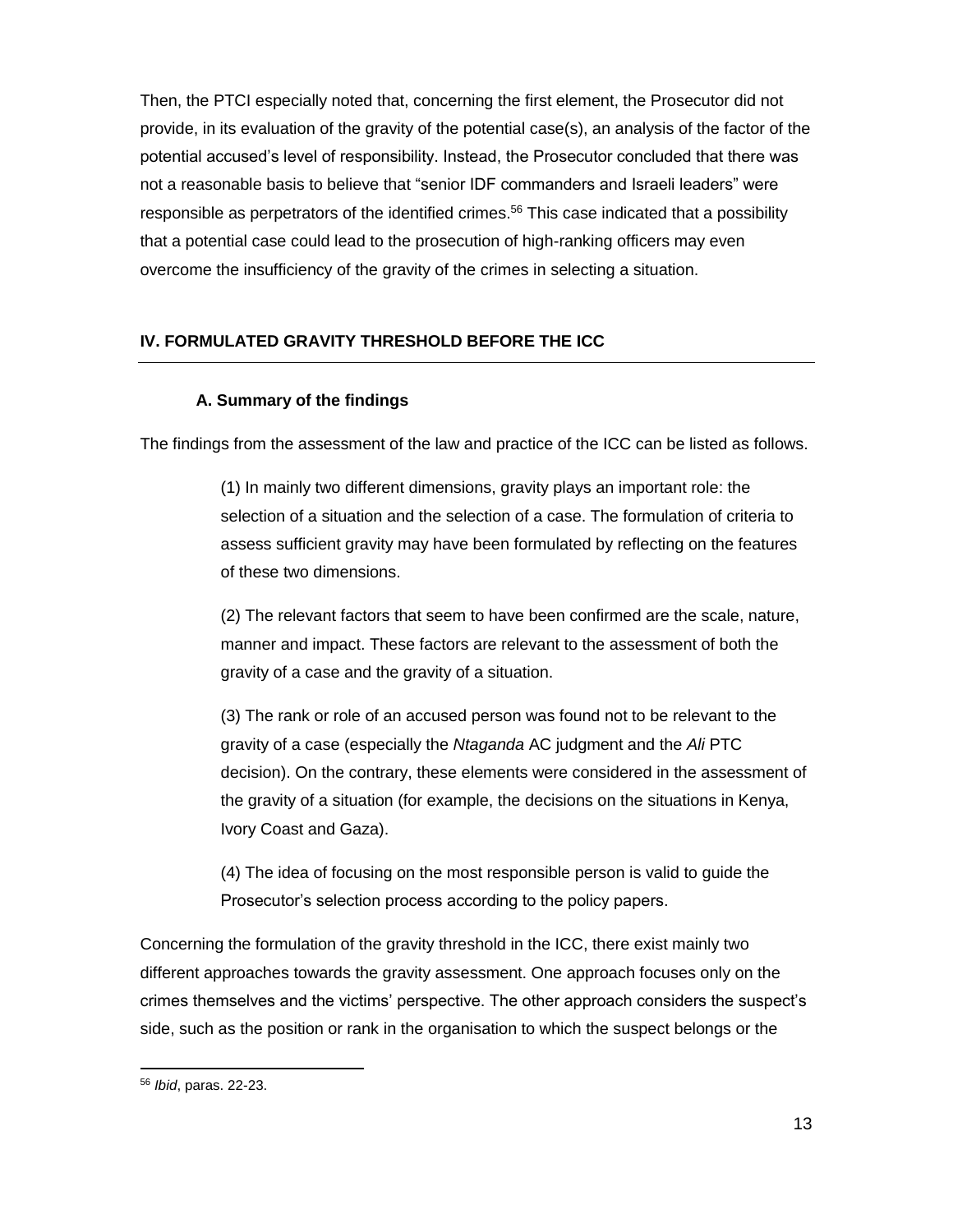Then, the PTCI especially noted that, concerning the first element, the Prosecutor did not provide, in its evaluation of the gravity of the potential case(s), an analysis of the factor of the potential accused's level of responsibility. Instead, the Prosecutor concluded that there was not a reasonable basis to believe that "senior IDF commanders and Israeli leaders" were responsible as perpetrators of the identified crimes.[56] This case indicated that a possibility that a potential case could lead to the prosecution of high-ranking officers may even overcome the insufficiency of the gravity of the crimes in selecting a situation.

## IV. FORMULATED GRAVITY THRESHOLD BEFORE THE ICC

### A. Summary of the findings

The findings from the assessment of the law and practice of the ICC can be listed as follows.

> (1) In mainly two different dimensions, gravity plays an important role: the selection of a situation and the selection of a case. The formulation of criteria to assess sufficient gravity may have been formulated by reflecting on the features of these two dimensions.
>
> (2) The relevant factors that seem to have been confirmed are the scale, nature, manner and impact. These factors are relevant to the assessment of both the gravity of a case and the gravity of a situation.
>
> (3) The rank or role of an accused person was found not to be relevant to the gravity of a case (especially the *Ntaganda* AC judgment and the *Ali* PTC decision). On the contrary, these elements were considered in the assessment of the gravity of a situation (for example, the decisions on the situations in Kenya, Ivory Coast and Gaza).
>
> (4) The idea of focusing on the most responsible person is valid to guide the Prosecutor's selection process according to the policy papers.

Concerning the formulation of the gravity threshold in the ICC, there exist mainly two different approaches towards the gravity assessment. One approach focuses only on the crimes themselves and the victims' perspective. The other approach considers the suspect's side, such as the position or rank in the organisation to which the suspect belongs or the

---

[56] *Ibid*, paras. 22-23.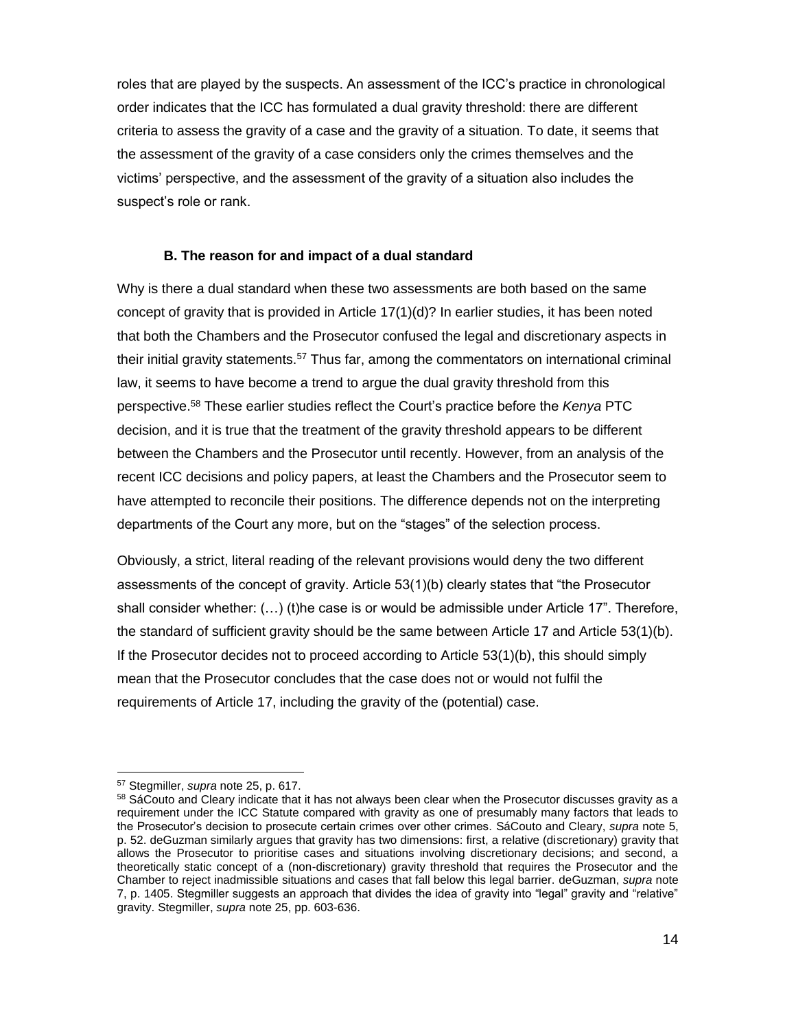roles that are played by the suspects. An assessment of the ICC's practice in chronological order indicates that the ICC has formulated a dual gravity threshold: there are different criteria to assess the gravity of a case and the gravity of a situation. To date, it seems that the assessment of the gravity of a case considers only the crimes themselves and the victims' perspective, and the assessment of the gravity of a situation also includes the suspect's role or rank.

### B. The reason for and impact of a dual standard

Why is there a dual standard when these two assessments are both based on the same concept of gravity that is provided in Article 17(1)(d)? In earlier studies, it has been noted that both the Chambers and the Prosecutor confused the legal and discretionary aspects in their initial gravity statements.[57] Thus far, among the commentators on international criminal law, it seems to have become a trend to argue the dual gravity threshold from this perspective.[58] These earlier studies reflect the Court's practice before the *Kenya* PTC decision, and it is true that the treatment of the gravity threshold appears to be different between the Chambers and the Prosecutor until recently. However, from an analysis of the recent ICC decisions and policy papers, at least the Chambers and the Prosecutor seem to have attempted to reconcile their positions. The difference depends not on the interpreting departments of the Court any more, but on the "stages" of the selection process.

Obviously, a strict, literal reading of the relevant provisions would deny the two different assessments of the concept of gravity. Article 53(1)(b) clearly states that "the Prosecutor shall consider whether: (…) (t)he case is or would be admissible under Article 17". Therefore, the standard of sufficient gravity should be the same between Article 17 and Article 53(1)(b). If the Prosecutor decides not to proceed according to Article 53(1)(b), this should simply mean that the Prosecutor concludes that the case does not or would not fulfil the requirements of Article 17, including the gravity of the (potential) case.

---

[57] Stegmiller, *supra* note 25, p. 617.

[58] SáCouto and Cleary indicate that it has not always been clear when the Prosecutor discusses gravity as a requirement under the ICC Statute compared with gravity as one of presumably many factors that leads to the Prosecutor's decision to prosecute certain crimes over other crimes. SáCouto and Cleary, *supra* note 5, p. 52. deGuzman similarly argues that gravity has two dimensions: first, a relative (discretionary) gravity that allows the Prosecutor to prioritise cases and situations involving discretionary decisions; and second, a theoretically static concept of a (non-discretionary) gravity threshold that requires the Prosecutor and the Chamber to reject inadmissible situations and cases that fall below this legal barrier. deGuzman, *supra* note 7, p. 1405. Stegmiller suggests an approach that divides the idea of gravity into "legal" gravity and "relative" gravity. Stegmiller, *supra* note 25, pp. 603-636.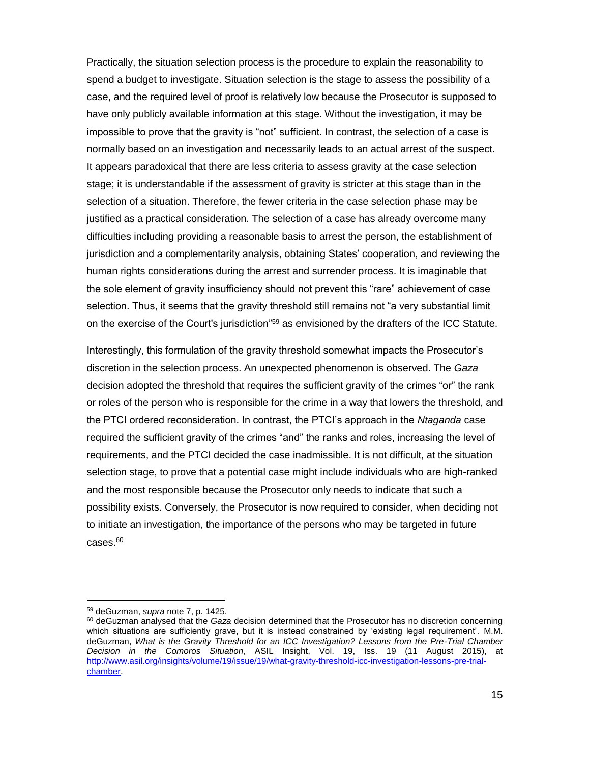Practically, the situation selection process is the procedure to explain the reasonability to spend a budget to investigate. Situation selection is the stage to assess the possibility of a case, and the required level of proof is relatively low because the Prosecutor is supposed to have only publicly available information at this stage. Without the investigation, it may be impossible to prove that the gravity is "not" sufficient. In contrast, the selection of a case is normally based on an investigation and necessarily leads to an actual arrest of the suspect. It appears paradoxical that there are less criteria to assess gravity at the case selection stage; it is understandable if the assessment of gravity is stricter at this stage than in the selection of a situation. Therefore, the fewer criteria in the case selection phase may be justified as a practical consideration. The selection of a case has already overcome many difficulties including providing a reasonable basis to arrest the person, the establishment of jurisdiction and a complementarity analysis, obtaining States' cooperation, and reviewing the human rights considerations during the arrest and surrender process. It is imaginable that the sole element of gravity insufficiency should not prevent this "rare" achievement of case selection. Thus, it seems that the gravity threshold still remains not "a very substantial limit on the exercise of the Court's jurisdiction"[59] as envisioned by the drafters of the ICC Statute.

Interestingly, this formulation of the gravity threshold somewhat impacts the Prosecutor's discretion in the selection process. An unexpected phenomenon is observed. The *Gaza* decision adopted the threshold that requires the sufficient gravity of the crimes "or" the rank or roles of the person who is responsible for the crime in a way that lowers the threshold, and the PTCI ordered reconsideration. In contrast, the PTCI's approach in the *Ntaganda* case required the sufficient gravity of the crimes "and" the ranks and roles, increasing the level of requirements, and the PTCI decided the case inadmissible. It is not difficult, at the situation selection stage, to prove that a potential case might include individuals who are high-ranked and the most responsible because the Prosecutor only needs to indicate that such a possibility exists. Conversely, the Prosecutor is now required to consider, when deciding not to initiate an investigation, the importance of the persons who may be targeted in future cases.[60]

---

[59] deGuzman, *supra* note 7, p. 1425.

[60] deGuzman analysed that the *Gaza* decision determined that the Prosecutor has no discretion concerning which situations are sufficiently grave, but it is instead constrained by 'existing legal requirement'. M.M. deGuzman, *What is the Gravity Threshold for an ICC Investigation? Lessons from the Pre-Trial Chamber Decision in the Comoros Situation*, ASIL Insight, Vol. 19, Iss. 19 (11 August 2015), at http://www.asil.org/insights/volume/19/issue/19/what-gravity-threshold-icc-investigation-lessons-pre-trial-chamber.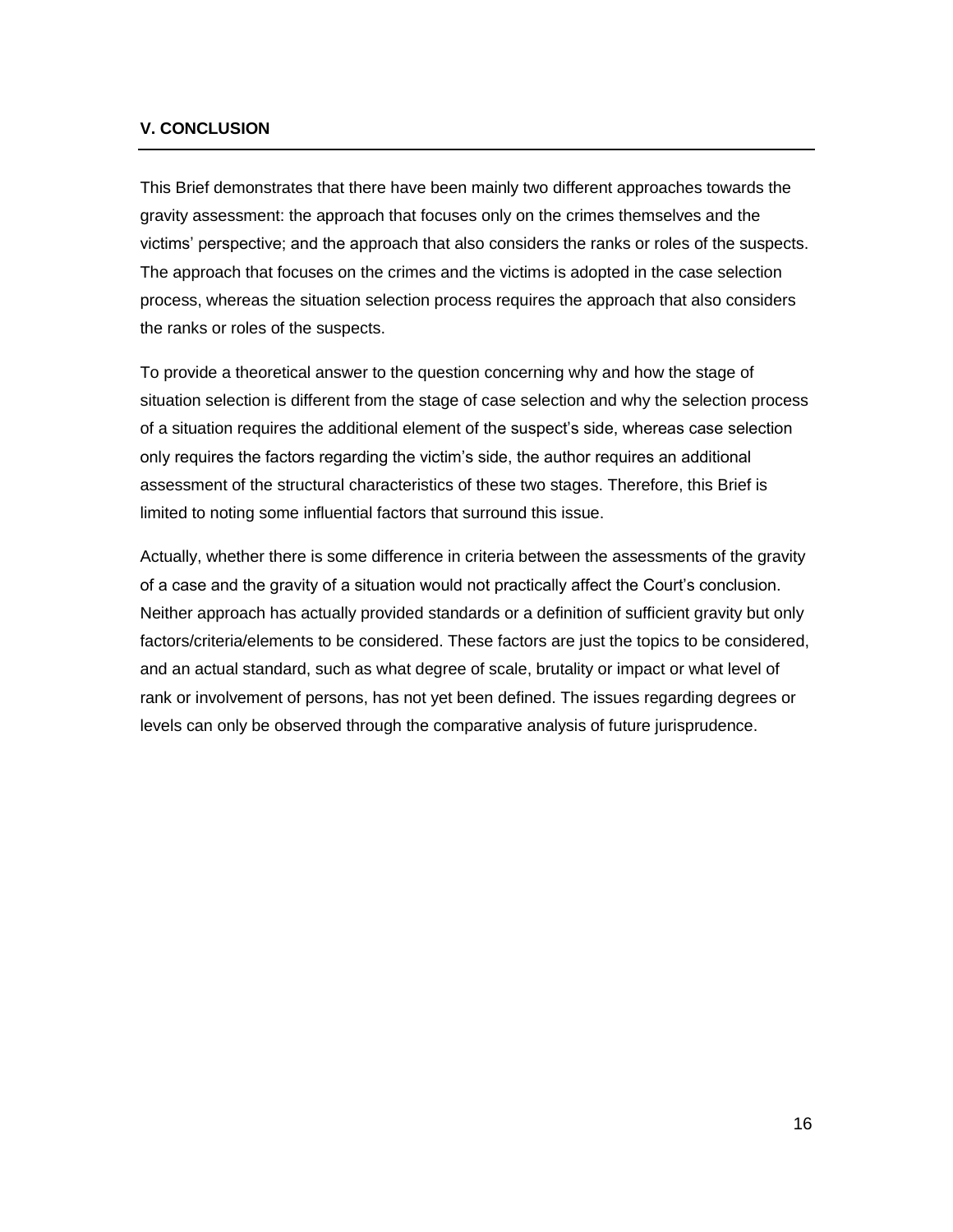## V. CONCLUSION

This Brief demonstrates that there have been mainly two different approaches towards the gravity assessment: the approach that focuses only on the crimes themselves and the victims' perspective; and the approach that also considers the ranks or roles of the suspects. The approach that focuses on the crimes and the victims is adopted in the case selection process, whereas the situation selection process requires the approach that also considers the ranks or roles of the suspects.

To provide a theoretical answer to the question concerning why and how the stage of situation selection is different from the stage of case selection and why the selection process of a situation requires the additional element of the suspect's side, whereas case selection only requires the factors regarding the victim's side, the author requires an additional assessment of the structural characteristics of these two stages. Therefore, this Brief is limited to noting some influential factors that surround this issue.

Actually, whether there is some difference in criteria between the assessments of the gravity of a case and the gravity of a situation would not practically affect the Court's conclusion. Neither approach has actually provided standards or a definition of sufficient gravity but only factors/criteria/elements to be considered. These factors are just the topics to be considered, and an actual standard, such as what degree of scale, brutality or impact or what level of rank or involvement of persons, has not yet been defined. The issues regarding degrees or levels can only be observed through the comparative analysis of future jurisprudence.